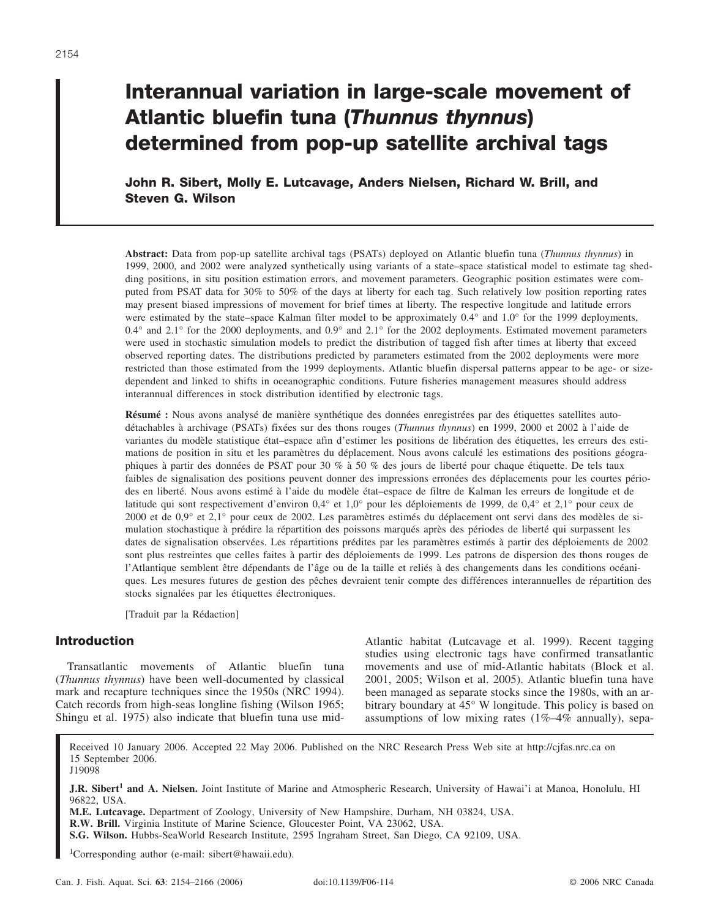# Interannual variation in large-scale movement of Atlantic bluefin tuna (*Thunnus thynnus*) determined from pop-up satellite archival tags

**John R. Sibert, Molly E. Lutcavage, Anders Nielsen, Richard W. Brill, and Steven G. Wilson**

**Abstract:** Data from pop-up satellite archival tags (PSATs) deployed on Atlantic bluefin tuna (*Thunnus thynnus*) in 1999, 2000, and 2002 were analyzed synthetically using variants of a state–space statistical model to estimate tag shedding positions, in situ position estimation errors, and movement parameters. Geographic position estimates were computed from PSAT data for 30% to 50% of the days at liberty for each tag. Such relatively low position reporting rates may present biased impressions of movement for brief times at liberty. The respective longitude and latitude errors were estimated by the state–space Kalman filter model to be approximately 0.4° and 1.0° for the 1999 deployments, 0.4° and 2.1° for the 2000 deployments, and 0.9° and 2.1° for the 2002 deployments. Estimated movement parameters were used in stochastic simulation models to predict the distribution of tagged fish after times at liberty that exceed observed reporting dates. The distributions predicted by parameters estimated from the 2002 deployments were more restricted than those estimated from the 1999 deployments. Atlantic bluefin dispersal patterns appear to be age- or size-dependent and linked to shifts in oceanographic conditions. Future fisheries management measures should address interannual differences in stock distribution identified by electronic tags.

**Résumé :** Nous avons analysé de manière synthétique des données enregistrées par des étiquettes satellites auto-détachables à archivage (PSATs) fixées sur des thons rouges (*Thunnus thynnus*) en 1999, 2000 et 2002 à l'aide de variantes du modèle statistique état–espace afin d'estimer les positions de libération des étiquettes, les erreurs des estimations de position in situ et les paramètres du déplacement. Nous avons calculé les estimations des positions géographiques à partir des données de PSAT pour 30 % à 50 % des jours de liberté pour chaque étiquette. De tels taux faibles de signalisation des positions peuvent donner des impressions erronées des déplacements pour les courtes périodes en liberté. Nous avons estimé à l'aide du modèle état–espace de filtre de Kalman les erreurs de longitude et de latitude qui sont respectivement d'environ 0,4° et 1,0° pour les déploiements de 1999, de 0,4° et 2,1° pour ceux de 2000 et de 0,9° et 2,1° pour ceux de 2002. Les paramètres estimés du déplacement ont servi dans des modèles de simulation stochastique à prédire la répartition des poissons marqués après des périodes de liberté qui surpassent les dates de signalisation observées. Les répartitions prédites par les paramètres estimés à partir des déploiements de 2002 sont plus restreintes que celles faites à partir des déploiements de 1999. Les patrons de dispersion des thons rouges de l'Atlantique semblent être dépendants de l'âge ou de la taille et reliés à des changements dans les conditions océaniques. Les mesures futures de gestion des pêches devraient tenir compte des différences interannuelles de répartition des stocks signalées par les étiquettes électroniques.

[Traduit par la Rédaction]

## Introduction

Transatlantic movements of Atlantic bluefin tuna (*Thunnus thynnus*) have been well-documented by classical mark and recapture techniques since the 1950s (NRC 1994). Catch records from high-seas longline fishing (Wilson 1965; Shingu et al. 1975) also indicate that bluefin tuna use mid-Atlantic habitat (Lutcavage et al. 1999). Recent tagging studies using electronic tags have confirmed transatlantic movements and use of mid-Atlantic habitats (Block et al. 2001, 2005; Wilson et al. 2005). Atlantic bluefin tuna have been managed as separate stocks since the 1980s, with an arbitrary boundary at 45° W longitude. This policy is based on assumptions of low mixing rates (1%–4% annually), sepa-

Received 10 January 2006. Accepted 22 May 2006. Published on the NRC Research Press Web site at http://cjfas.nrc.ca on 15 September 2006.
J19098

**J.R. Sibert[1] and A. Nielsen.** Joint Institute of Marine and Atmospheric Research, University of Hawai'i at Manoa, Honolulu, HI 96822, USA.
**M.E. Lutcavage.** Department of Zoology, University of New Hampshire, Durham, NH 03824, USA.
**R.W. Brill.** Virginia Institute of Marine Science, Gloucester Point, VA 23062, USA.
**S.G. Wilson.** Hubbs-SeaWorld Research Institute, 2595 Ingraham Street, San Diego, CA 92109, USA.

[1]Corresponding author (e-mail: sibert@hawaii.edu).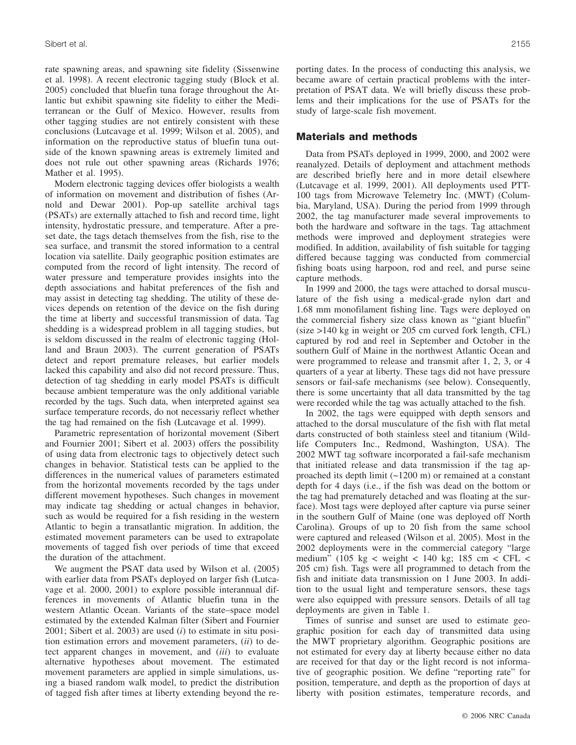rate spawning areas, and spawning site fidelity (Sissenwine et al. 1998). A recent electronic tagging study (Block et al. 2005) concluded that bluefin tuna forage throughout the Atlantic but exhibit spawning site fidelity to either the Mediterranean or the Gulf of Mexico. However, results from other tagging studies are not entirely consistent with these conclusions (Lutcavage et al. 1999; Wilson et al. 2005), and information on the reproductive status of bluefin tuna outside of the known spawning areas is extremely limited and does not rule out other spawning areas (Richards 1976; Mather et al. 1995).

Modern electronic tagging devices offer biologists a wealth of information on movement and distribution of fishes (Arnold and Dewar 2001). Pop-up satellite archival tags (PSATs) are externally attached to fish and record time, light intensity, hydrostatic pressure, and temperature. After a preset date, the tags detach themselves from the fish, rise to the sea surface, and transmit the stored information to a central location via satellite. Daily geographic position estimates are computed from the record of light intensity. The record of water pressure and temperature provides insights into the depth associations and habitat preferences of the fish and may assist in detecting tag shedding. The utility of these devices depends on retention of the device on the fish during the time at liberty and successful transmission of data. Tag shedding is a widespread problem in all tagging studies, but is seldom discussed in the realm of electronic tagging (Holland and Braun 2003). The current generation of PSATs detect and report premature releases, but earlier models lacked this capability and also did not record pressure. Thus, detection of tag shedding in early model PSATs is difficult because ambient temperature was the only additional variable recorded by the tags. Such data, when interpreted against sea surface temperature records, do not necessariy reflect whether the tag had remained on the fish (Lutcavage et al. 1999).

Parametric representation of horizontal movement (Sibert and Fournier 2001; Sibert et al. 2003) offers the possibility of using data from electronic tags to objectively detect such changes in behavior. Statistical tests can be applied to the differences in the numerical values of parameters estimated from the horizontal movements recorded by the tags under different movement hypotheses. Such changes in movement may indicate tag shedding or actual changes in behavior, such as would be required for a fish residing in the western Atlantic to begin a transatlantic migration. In addition, the estimated movement parameters can be used to extrapolate movements of tagged fish over periods of time that exceed the duration of the attachment.

We augment the PSAT data used by Wilson et al. (2005) with earlier data from PSATs deployed on larger fish (Lutcavage et al. 2000, 2001) to explore possible interannual differences in movements of Atlantic bluefin tuna in the western Atlantic Ocean. Variants of the state–space model estimated by the extended Kalman filter (Sibert and Fournier 2001; Sibert et al. 2003) are used (*i*) to estimate in situ position estimation errors and movement parameters, (*ii*) to detect apparent changes in movement, and (*iii*) to evaluate alternative hypotheses about movement. The estimated movement parameters are applied in simple simulations, using a biased random walk model, to predict the distribution of tagged fish after times at liberty extending beyond the reporting dates. In the process of conducting this analysis, we became aware of certain practical problems with the interpretation of PSAT data. We will briefly discuss these problems and their implications for the use of PSATs for the study of large-scale fish movement.

## Materials and methods

Data from PSATs deployed in 1999, 2000, and 2002 were reanalyzed. Details of deployment and attachment methods are described briefly here and in more detail elsewhere (Lutcavage et al. 1999, 2001). All deployments used PTT-100 tags from Microwave Telemetry Inc. (MWT) (Columbia, Maryland, USA). During the period from 1999 through 2002, the tag manufacturer made several improvements to both the hardware and software in the tags. Tag attachment methods were improved and deployment strategies were modified. In addition, availability of fish suitable for tagging differed because tagging was conducted from commercial fishing boats using harpoon, rod and reel, and purse seine capture methods.

In 1999 and 2000, the tags were attached to dorsal musculature of the fish using a medical-grade nylon dart and 1.68 mm monofilament fishing line. Tags were deployed on the commercial fishery size class known as "giant bluefin" (size >140 kg in weight or 205 cm curved fork length, CFL) captured by rod and reel in September and October in the southern Gulf of Maine in the northwest Atlantic Ocean and were programmed to release and transmit after 1, 2, 3, or 4 quarters of a year at liberty. These tags did not have pressure sensors or fail-safe mechanisms (see below). Consequently, there is some uncertainty that all data transmitted by the tag were recorded while the tag was actually attached to the fish.

In 2002, the tags were equipped with depth sensors and attached to the dorsal musculature of the fish with flat metal darts constructed of both stainless steel and titanium (Wildlife Computers Inc., Redmond, Washington, USA). The 2002 MWT tag software incorporated a fail-safe mechanism that initiated release and data transmission if the tag approached its depth limit (~1200 m) or remained at a constant depth for 4 days (i.e., if the fish was dead on the bottom or the tag had prematurely detached and was floating at the surface). Most tags were deployed after capture via purse seiner in the southern Gulf of Maine (one was deployed off North Carolina). Groups of up to 20 fish from the same school were captured and released (Wilson et al. 2005). Most in the 2002 deployments were in the commercial category "large medium" (105 kg < weight < 140 kg; 185 cm < CFL < 205 cm) fish. Tags were all programmed to detach from the fish and initiate data transmission on 1 June 2003. In addition to the usual light and temperature sensors, these tags were also equipped with pressure sensors. Details of all tag deployments are given in Table 1.

Times of sunrise and sunset are used to estimate geographic position for each day of transmitted data using the MWT proprietary algorithm. Geographic positions are not estimated for every day at liberty because either no data are received for that day or the light record is not informative of geographic position. We define "reporting rate" for position, temperature, and depth as the proportion of days at liberty with position estimates, temperature records, and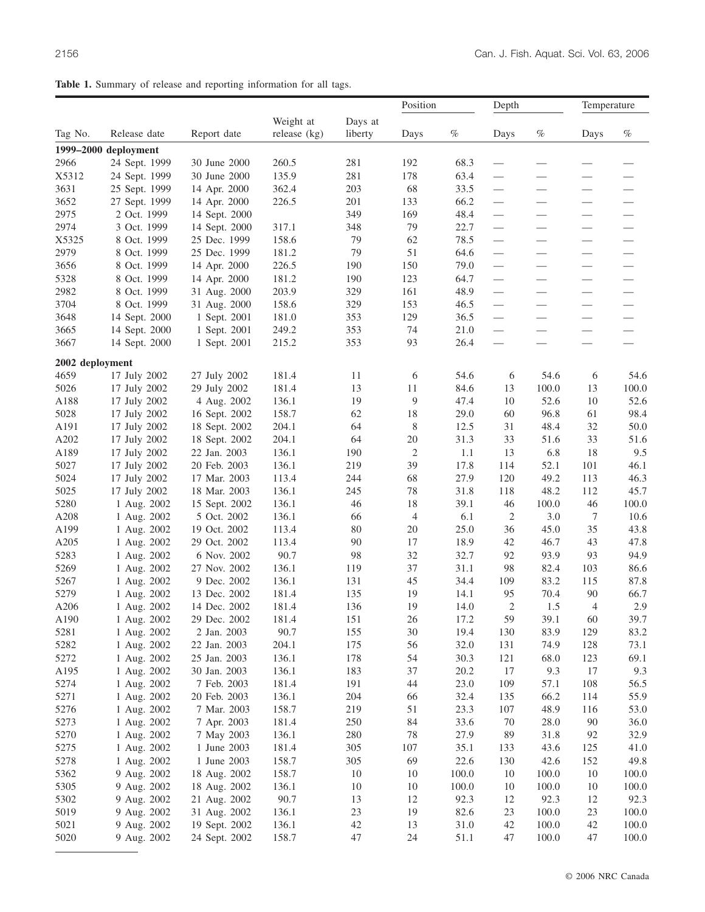**Table 1.** Summary of release and reporting information for all tags.

| Tag No. | Release date | Report date | Weight at release (kg) | Days at liberty | Position | | Depth | | Temperature | |
|---|---|---|---|---|---|---|---|---|---|---|
| | | | | | Days | % | Days | % | Days | % |
| **1999–2000 deployment** | | | | | | | | | | |
| 2966 | 24 Sept. 1999 | 30 June 2000 | 260.5 | 281 | 192 | 68.3 | — | — | — | — |
| X5312 | 24 Sept. 1999 | 30 June 2000 | 135.9 | 281 | 178 | 63.4 | — | — | — | — |
| 3631 | 25 Sept. 1999 | 14 Apr. 2000 | 362.4 | 203 | 68 | 33.5 | — | — | — | — |
| 3652 | 27 Sept. 1999 | 14 Apr. 2000 | 226.5 | 201 | 133 | 66.2 | — | — | — | — |
| 2975 | 2 Oct. 1999 | 14 Sept. 2000 | | 349 | 169 | 48.4 | — | — | — | — |
| 2974 | 3 Oct. 1999 | 14 Sept. 2000 | 317.1 | 348 | 79 | 22.7 | — | — | — | — |
| X5325 | 8 Oct. 1999 | 25 Dec. 1999 | 158.6 | 79 | 62 | 78.5 | — | — | — | — |
| 2979 | 8 Oct. 1999 | 25 Dec. 1999 | 181.2 | 79 | 51 | 64.6 | — | — | — | — |
| 3656 | 8 Oct. 1999 | 14 Apr. 2000 | 226.5 | 190 | 150 | 79.0 | — | — | — | — |
| 5328 | 8 Oct. 1999 | 14 Apr. 2000 | 181.2 | 190 | 123 | 64.7 | — | — | — | — |
| 2982 | 8 Oct. 1999 | 31 Aug. 2000 | 203.9 | 329 | 161 | 48.9 | — | — | — | — |
| 3704 | 8 Oct. 1999 | 31 Aug. 2000 | 158.6 | 329 | 153 | 46.5 | — | — | — | — |
| 3648 | 14 Sept. 2000 | 1 Sept. 2001 | 181.0 | 353 | 129 | 36.5 | — | — | — | — |
| 3665 | 14 Sept. 2000 | 1 Sept. 2001 | 249.2 | 353 | 74 | 21.0 | — | — | — | — |
| 3667 | 14 Sept. 2000 | 1 Sept. 2001 | 215.2 | 353 | 93 | 26.4 | — | — | — | — |
| **2002 deployment** | | | | | | | | | | |
| 4659 | 17 July 2002 | 27 July 2002 | 181.4 | 11 | 6 | 54.6 | 6 | 54.6 | 6 | 54.6 |
| 5026 | 17 July 2002 | 29 July 2002 | 181.4 | 13 | 11 | 84.6 | 13 | 100.0 | 13 | 100.0 |
| A188 | 17 July 2002 | 4 Aug. 2002 | 136.1 | 19 | 9 | 47.4 | 10 | 52.6 | 10 | 52.6 |
| 5028 | 17 July 2002 | 16 Sept. 2002 | 158.7 | 62 | 18 | 29.0 | 60 | 96.8 | 61 | 98.4 |
| A191 | 17 July 2002 | 18 Sept. 2002 | 204.1 | 64 | 8 | 12.5 | 31 | 48.4 | 32 | 50.0 |
| A202 | 17 July 2002 | 18 Sept. 2002 | 204.1 | 64 | 20 | 31.3 | 33 | 51.6 | 33 | 51.6 |
| A189 | 17 July 2002 | 22 Jan. 2003 | 136.1 | 190 | 2 | 1.1 | 13 | 6.8 | 18 | 9.5 |
| 5027 | 17 July 2002 | 20 Feb. 2003 | 136.1 | 219 | 39 | 17.8 | 114 | 52.1 | 101 | 46.1 |
| 5024 | 17 July 2002 | 17 Mar. 2003 | 113.4 | 244 | 68 | 27.9 | 120 | 49.2 | 113 | 46.3 |
| 5025 | 17 July 2002 | 18 Mar. 2003 | 136.1 | 245 | 78 | 31.8 | 118 | 48.2 | 112 | 45.7 |
| 5280 | 1 Aug. 2002 | 15 Sept. 2002 | 136.1 | 46 | 18 | 39.1 | 46 | 100.0 | 46 | 100.0 |
| A208 | 1 Aug. 2002 | 5 Oct. 2002 | 136.1 | 66 | 4 | 6.1 | 2 | 3.0 | 7 | 10.6 |
| A199 | 1 Aug. 2002 | 19 Oct. 2002 | 113.4 | 80 | 20 | 25.0 | 36 | 45.0 | 35 | 43.8 |
| A205 | 1 Aug. 2002 | 29 Oct. 2002 | 113.4 | 90 | 17 | 18.9 | 42 | 46.7 | 43 | 47.8 |
| 5283 | 1 Aug. 2002 | 6 Nov. 2002 | 90.7 | 98 | 32 | 32.7 | 92 | 93.9 | 93 | 94.9 |
| 5269 | 1 Aug. 2002 | 27 Nov. 2002 | 136.1 | 119 | 37 | 31.1 | 98 | 82.4 | 103 | 86.6 |
| 5267 | 1 Aug. 2002 | 9 Dec. 2002 | 136.1 | 131 | 45 | 34.4 | 109 | 83.2 | 115 | 87.8 |
| 5279 | 1 Aug. 2002 | 13 Dec. 2002 | 181.4 | 135 | 19 | 14.1 | 95 | 70.4 | 90 | 66.7 |
| A206 | 1 Aug. 2002 | 14 Dec. 2002 | 181.4 | 136 | 19 | 14.0 | 2 | 1.5 | 4 | 2.9 |
| A190 | 1 Aug. 2002 | 29 Dec. 2002 | 181.4 | 151 | 26 | 17.2 | 59 | 39.1 | 60 | 39.7 |
| 5281 | 1 Aug. 2002 | 2 Jan. 2003 | 90.7 | 155 | 30 | 19.4 | 130 | 83.9 | 129 | 83.2 |
| 5282 | 1 Aug. 2002 | 22 Jan. 2003 | 204.1 | 175 | 56 | 32.0 | 131 | 74.9 | 128 | 73.1 |
| 5272 | 1 Aug. 2002 | 25 Jan. 2003 | 136.1 | 178 | 54 | 30.3 | 121 | 68.0 | 123 | 69.1 |
| A195 | 1 Aug. 2002 | 30 Jan. 2003 | 136.1 | 183 | 37 | 20.2 | 17 | 9.3 | 17 | 9.3 |
| 5274 | 1 Aug. 2002 | 7 Feb. 2003 | 181.4 | 191 | 44 | 23.0 | 109 | 57.1 | 108 | 56.5 |
| 5271 | 1 Aug. 2002 | 20 Feb. 2003 | 136.1 | 204 | 66 | 32.4 | 135 | 66.2 | 114 | 55.9 |
| 5276 | 1 Aug. 2002 | 7 Mar. 2003 | 158.7 | 219 | 51 | 23.3 | 107 | 48.9 | 116 | 53.0 |
| 5273 | 1 Aug. 2002 | 7 Apr. 2003 | 181.4 | 250 | 84 | 33.6 | 70 | 28.0 | 90 | 36.0 |
| 5270 | 1 Aug. 2002 | 7 May 2003 | 136.1 | 280 | 78 | 27.9 | 89 | 31.8 | 92 | 32.9 |
| 5275 | 1 Aug. 2002 | 1 June 2003 | 181.4 | 305 | 107 | 35.1 | 133 | 43.6 | 125 | 41.0 |
| 5278 | 1 Aug. 2002 | 1 June 2003 | 158.7 | 305 | 69 | 22.6 | 130 | 42.6 | 152 | 49.8 |
| 5362 | 9 Aug. 2002 | 18 Aug. 2002 | 158.7 | 10 | 10 | 100.0 | 10 | 100.0 | 10 | 100.0 |
| 5305 | 9 Aug. 2002 | 18 Aug. 2002 | 136.1 | 10 | 10 | 100.0 | 10 | 100.0 | 10 | 100.0 |
| 5302 | 9 Aug. 2002 | 21 Aug. 2002 | 90.7 | 13 | 12 | 92.3 | 12 | 92.3 | 12 | 92.3 |
| 5019 | 9 Aug. 2002 | 31 Aug. 2002 | 136.1 | 23 | 19 | 82.6 | 23 | 100.0 | 23 | 100.0 |
| 5021 | 9 Aug. 2002 | 19 Sept. 2002 | 136.1 | 42 | 13 | 31.0 | 42 | 100.0 | 42 | 100.0 |
| 5020 | 9 Aug. 2002 | 24 Sept. 2002 | 158.7 | 47 | 24 | 51.1 | 47 | 100.0 | 47 | 100.0 |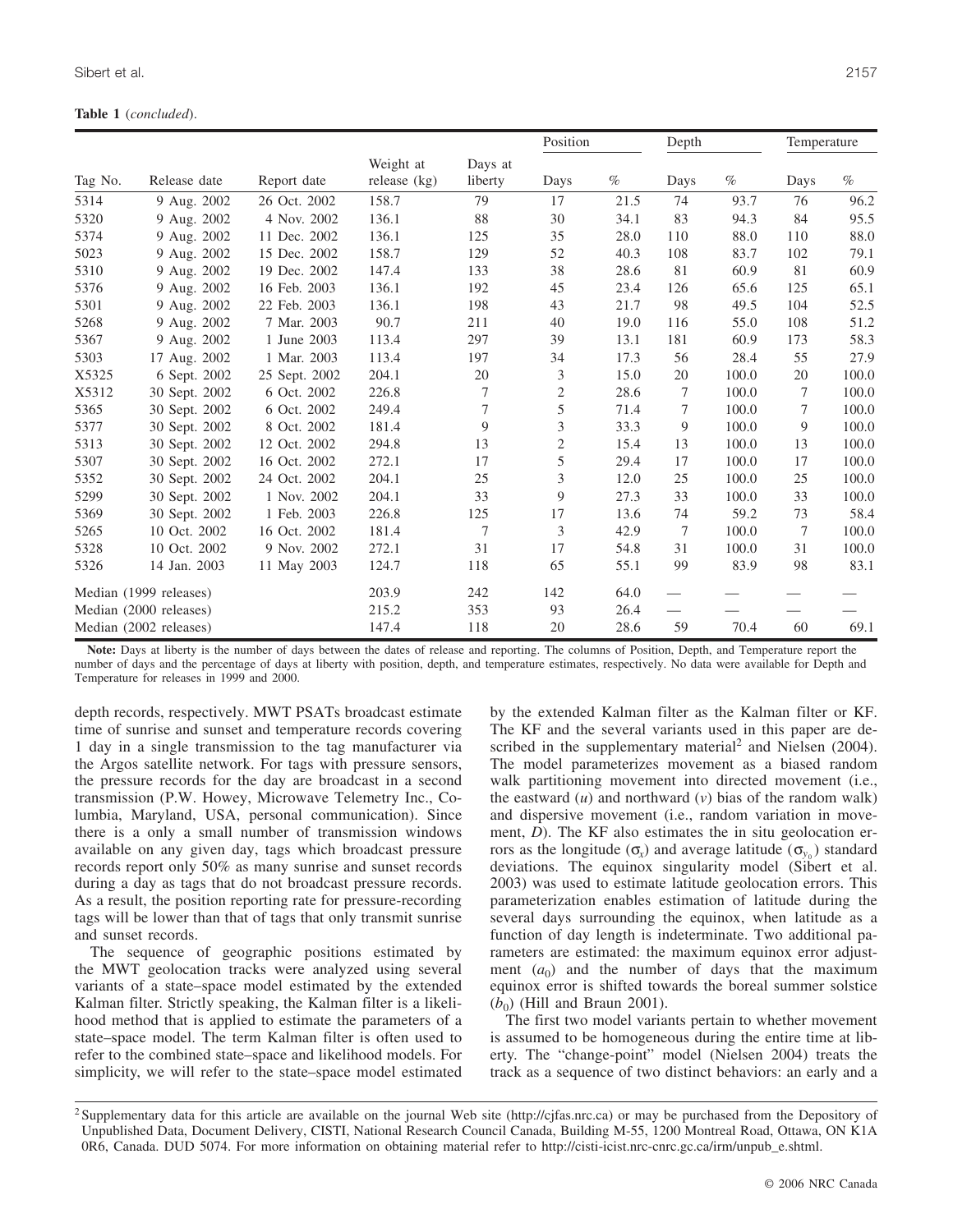**Table 1** (*concluded*).

| Tag No. | Release date | Report date | Weight at release (kg) | Days at liberty | Position | | Depth | | Temperature | |
|---|---|---|---|---|---|---|---|---|---|---|
| | | | | | Days | % | Days | % | Days | % |
| 5314 | 9 Aug. 2002 | 26 Oct. 2002 | 158.7 | 79 | 17 | 21.5 | 74 | 93.7 | 76 | 96.2 |
| 5320 | 9 Aug. 2002 | 4 Nov. 2002 | 136.1 | 88 | 30 | 34.1 | 83 | 94.3 | 84 | 95.5 |
| 5374 | 9 Aug. 2002 | 11 Dec. 2002 | 136.1 | 125 | 35 | 28.0 | 110 | 88.0 | 110 | 88.0 |
| 5023 | 9 Aug. 2002 | 15 Dec. 2002 | 158.7 | 129 | 52 | 40.3 | 108 | 83.7 | 102 | 79.1 |
| 5310 | 9 Aug. 2002 | 19 Dec. 2002 | 147.4 | 133 | 38 | 28.6 | 81 | 60.9 | 81 | 60.9 |
| 5376 | 9 Aug. 2002 | 16 Feb. 2003 | 136.1 | 192 | 45 | 23.4 | 126 | 65.6 | 125 | 65.1 |
| 5301 | 9 Aug. 2002 | 22 Feb. 2003 | 136.1 | 198 | 43 | 21.7 | 98 | 49.5 | 104 | 52.5 |
| 5268 | 9 Aug. 2002 | 7 Mar. 2003 | 90.7 | 211 | 40 | 19.0 | 116 | 55.0 | 108 | 51.2 |
| 5367 | 9 Aug. 2002 | 1 June 2003 | 113.4 | 297 | 39 | 13.1 | 181 | 60.9 | 173 | 58.3 |
| 5303 | 17 Aug. 2002 | 1 Mar. 2003 | 113.4 | 197 | 34 | 17.3 | 56 | 28.4 | 55 | 27.9 |
| X5325 | 6 Sept. 2002 | 25 Sept. 2002 | 204.1 | 20 | 3 | 15.0 | 20 | 100.0 | 20 | 100.0 |
| X5312 | 30 Sept. 2002 | 6 Oct. 2002 | 226.8 | 7 | 2 | 28.6 | 7 | 100.0 | 7 | 100.0 |
| 5365 | 30 Sept. 2002 | 6 Oct. 2002 | 249.4 | 7 | 5 | 71.4 | 7 | 100.0 | 7 | 100.0 |
| 5377 | 30 Sept. 2002 | 8 Oct. 2002 | 181.4 | 9 | 3 | 33.3 | 9 | 100.0 | 9 | 100.0 |
| 5313 | 30 Sept. 2002 | 12 Oct. 2002 | 294.8 | 13 | 2 | 15.4 | 13 | 100.0 | 13 | 100.0 |
| 5307 | 30 Sept. 2002 | 16 Oct. 2002 | 272.1 | 17 | 5 | 29.4 | 17 | 100.0 | 17 | 100.0 |
| 5352 | 30 Sept. 2002 | 24 Oct. 2002 | 204.1 | 25 | 3 | 12.0 | 25 | 100.0 | 25 | 100.0 |
| 5299 | 30 Sept. 2002 | 1 Nov. 2002 | 204.1 | 33 | 9 | 27.3 | 33 | 100.0 | 33 | 100.0 |
| 5369 | 30 Sept. 2002 | 1 Feb. 2003 | 226.8 | 125 | 17 | 13.6 | 74 | 59.2 | 73 | 58.4 |
| 5265 | 10 Oct. 2002 | 16 Oct. 2002 | 181.4 | 7 | 3 | 42.9 | 7 | 100.0 | 7 | 100.0 |
| 5328 | 10 Oct. 2002 | 9 Nov. 2002 | 272.1 | 31 | 17 | 54.8 | 31 | 100.0 | 31 | 100.0 |
| 5326 | 14 Jan. 2003 | 11 May 2003 | 124.7 | 118 | 65 | 55.1 | 99 | 83.9 | 98 | 83.1 |
| Median (1999 releases) | | | 203.9 | 242 | 142 | 64.0 | — | — | — | — |
| Median (2000 releases) | | | 215.2 | 353 | 93 | 26.4 | — | — | — | — |
| Median (2002 releases) | | | 147.4 | 118 | 20 | 28.6 | 59 | 70.4 | 60 | 69.1 |

**Note:** Days at liberty is the number of days between the dates of release and reporting. The columns of Position, Depth, and Temperature report the number of days and the percentage of days at liberty with position, depth, and temperature estimates, respectively. No data were available for Depth and Temperature for releases in 1999 and 2000.

depth records, respectively. MWT PSATs broadcast estimate time of sunrise and sunset and temperature records covering 1 day in a single transmission to the tag manufacturer via the Argos satellite network. For tags with pressure sensors, the pressure records for the day are broadcast in a second transmission (P.W. Howey, Microwave Telemetry Inc., Columbia, Maryland, USA, personal communication). Since there is a only a small number of transmission windows available on any given day, tags which broadcast pressure records report only 50% as many sunrise and sunset records during a day as tags that do not broadcast pressure records. As a result, the position reporting rate for pressure-recording tags will be lower than that of tags that only transmit sunrise and sunset records.

The sequence of geographic positions estimated by the MWT geolocation tracks were analyzed using several variants of a state–space model estimated by the extended Kalman filter. Strictly speaking, the Kalman filter is a likelihood method that is applied to estimate the parameters of a state–space model. The term Kalman filter is often used to refer to the combined state–space and likelihood models. For simplicity, we will refer to the state–space model estimated by the extended Kalman filter as the Kalman filter or KF. The KF and the several variants used in this paper are described in the supplementary material[2] and Nielsen (2004). The model parameterizes movement as a biased random walk partitioning movement into directed movement (i.e., the eastward ($u$) and northward ($v$) bias of the random walk) and dispersive movement (i.e., random variation in movement, $D$). The KF also estimates the in situ geolocation errors as the longitude ($\sigma_x$) and average latitude ($\sigma_{y_0}$) standard deviations. The equinox singularity model (Sibert et al. 2003) was used to estimate latitude geolocation errors. This parameterization enables estimation of latitude during the several days surrounding the equinox, when latitude as a function of day length is indeterminate. Two additional parameters are estimated: the maximum equinox error adjustment ($a_0$) and the number of days that the maximum equinox error is shifted towards the boreal summer solstice ($b_0$) (Hill and Braun 2001).

The first two model variants pertain to whether movement is assumed to be homogeneous during the entire time at liberty. The "change-point" model (Nielsen 2004) treats the track as a sequence of two distinct behaviors: an early and a

[2] Supplementary data for this article are available on the journal Web site (http://cjfas.nrc.ca) or may be purchased from the Depository of Unpublished Data, Document Delivery, CISTI, National Research Council Canada, Building M-55, 1200 Montreal Road, Ottawa, ON K1A 0R6, Canada. DUD 5074. For more information on obtaining material refer to http://cisti-icist.nrc-cnrc.gc.ca/irm/unpub_e.shtml.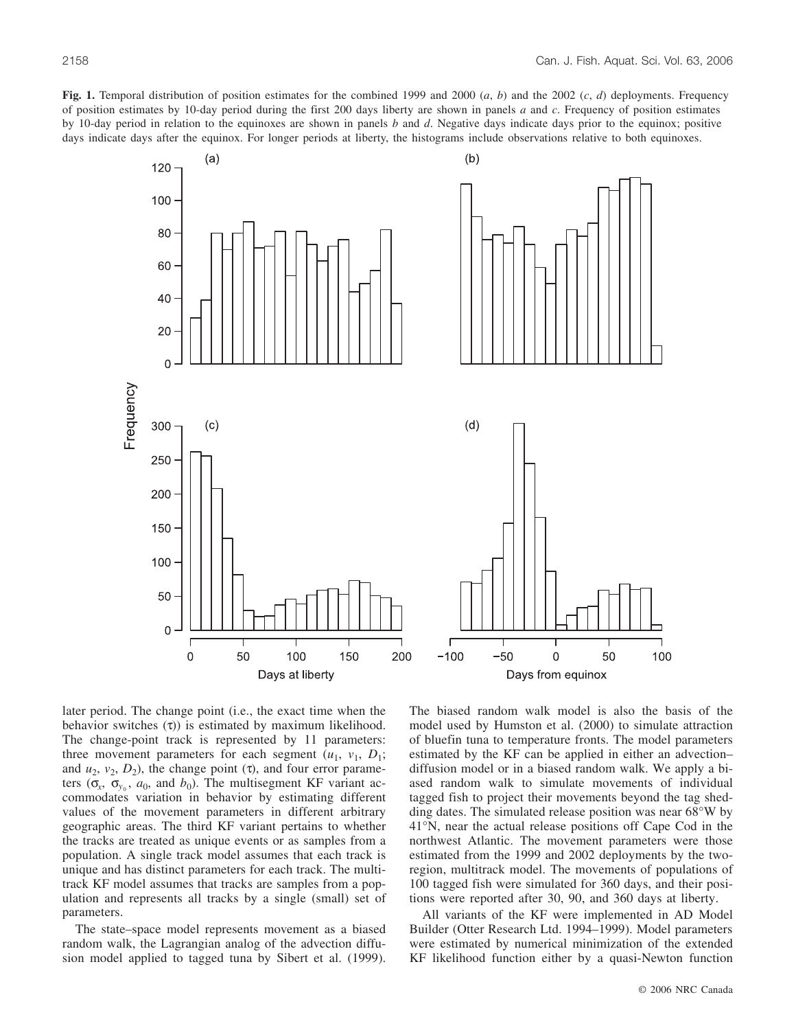**Fig. 1.** Temporal distribution of position estimates for the combined 1999 and 2000 (*a*, *b*) and the 2002 (*c*, *d*) deployments. Frequency of position estimates by 10-day period during the first 200 days liberty are shown in panels *a* and *c*. Frequency of position estimates by 10-day period in relation to the equinoxes are shown in panels *b* and *d*. Negative days indicate days prior to the equinox; positive days indicate days after the equinox. For longer periods at liberty, the histograms include observations relative to both equinoxes.

later period. The change point (i.e., the exact time when the behavior switches ($\tau$)) is estimated by maximum likelihood. The change-point track is represented by 11 parameters: three movement parameters for each segment ($u_1$, $v_1$, $D_1$; and $u_2$, $v_2$, $D_2$), the change point ($\tau$), and four error parameters ($\sigma_x$, $\sigma_{y_0}$, $a_0$, and $b_0$). The multisegment KF variant accommodates variation in behavior by estimating different values of the movement parameters in different arbitrary geographic areas. The third KF variant pertains to whether the tracks are treated as unique events or as samples from a population. A single track model assumes that each track is unique and has distinct parameters for each track. The multitrack KF model assumes that tracks are samples from a population and represents all tracks by a single (small) set of parameters.

The state–space model represents movement as a biased random walk, the Lagrangian analog of the advection diffusion model applied to tagged tuna by Sibert et al. (1999). The biased random walk model is also the basis of the model used by Humston et al. (2000) to simulate attraction of bluefin tuna to temperature fronts. The model parameters estimated by the KF can be applied in either an advection–diffusion model or in a biased random walk. We apply a biased random walk to simulate movements of individual tagged fish to project their movements beyond the tag shedding dates. The simulated release position was near 68°W by 41°N, near the actual release positions off Cape Cod in the northwest Atlantic. The movement parameters were those estimated from the 1999 and 2002 deployments by the two-region, multitrack model. The movements of populations of 100 tagged fish were simulated for 360 days, and their positions were reported after 30, 90, and 360 days at liberty.

All variants of the KF were implemented in AD Model Builder (Otter Research Ltd. 1994–1999). Model parameters were estimated by numerical minimization of the extended KF likelihood function either by a quasi-Newton function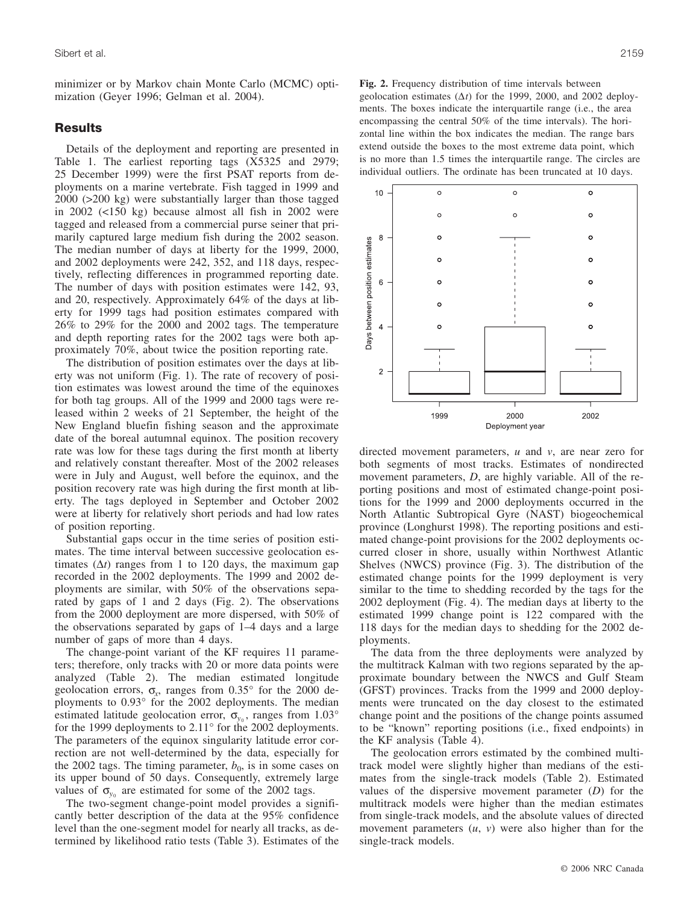minimizer or by Markov chain Monte Carlo (MCMC) optimization (Geyer 1996; Gelman et al. 2004).

## Results

Details of the deployment and reporting are presented in Table 1. The earliest reporting tags (X5325 and 2979; 25 December 1999) were the first PSAT reports from deployments on a marine vertebrate. Fish tagged in 1999 and 2000 (>200 kg) were substantially larger than those tagged in 2002 (<150 kg) because almost all fish in 2002 were tagged and released from a commercial purse seiner that primarily captured large medium fish during the 2002 season. The median number of days at liberty for the 1999, 2000, and 2002 deployments were 242, 352, and 118 days, respectively, reflecting differences in programmed reporting date. The number of days with position estimates were 142, 93, and 20, respectively. Approximately 64% of the days at liberty for 1999 tags had position estimates compared with 26% to 29% for the 2000 and 2002 tags. The temperature and depth reporting rates for the 2002 tags were both approximately 70%, about twice the position reporting rate.

The distribution of position estimates over the days at liberty was not uniform (Fig. 1). The rate of recovery of position estimates was lowest around the time of the equinoxes for both tag groups. All of the 1999 and 2000 tags were released within 2 weeks of 21 September, the height of the New England bluefin fishing season and the approximate date of the boreal autumnal equinox. The position recovery rate was low for these tags during the first month at liberty and relatively constant thereafter. Most of the 2002 releases were in July and August, well before the equinox, and the position recovery rate was high during the first month at liberty. The tags deployed in September and October 2002 were at liberty for relatively short periods and had low rates of position reporting.

Substantial gaps occur in the time series of position estimates. The time interval between successive geolocation estimates ($\Delta t$) ranges from 1 to 120 days, the maximum gap recorded in the 2002 deployments. The 1999 and 2002 deployments are similar, with 50% of the observations separated by gaps of 1 and 2 days (Fig. 2). The observations from the 2000 deployment are more dispersed, with 50% of the observations separated by gaps of 1–4 days and a large number of gaps of more than 4 days.

The change-point variant of the KF requires 11 parameters; therefore, only tracks with 20 or more data points were analyzed (Table 2). The median estimated longitude geolocation errors, $\sigma_x$, ranges from 0.35° for the 2000 deployments to 0.93° for the 2002 deployments. The median estimated latitude geolocation error, $\sigma_{y_0}$, ranges from 1.03° for the 1999 deployments to 2.11° for the 2002 deployments. The parameters of the equinox singularity latitude error correction are not well-determined by the data, especially for the 2002 tags. The timing parameter, $b_0$, is in some cases on its upper bound of 50 days. Consequently, extremely large values of $\sigma_{y_0}$ are estimated for some of the 2002 tags.

The two-segment change-point model provides a significantly better description of the data at the 95% confidence level than the one-segment model for nearly all tracks, as determined by likelihood ratio tests (Table 3). Estimates of the directed movement parameters, $u$ and $v$, are near zero for both segments of most tracks. Estimates of nondirected movement parameters, $D$, are highly variable. All of the reporting positions and most of estimated change-point positions for the 1999 and 2000 deployments occurred in the North Atlantic Subtropical Gyre (NAST) biogeochemical province (Longhurst 1998). The reporting positions and estimated change-point provisions for the 2002 deployments occurred closer in shore, usually within Northwest Atlantic Shelves (NWCS) province (Fig. 3). The distribution of the estimated change points for the 1999 deployment is very similar to the time to shedding recorded by the tags for the 2002 deployment (Fig. 4). The median days at liberty to the estimated 1999 change point is 122 compared with the 118 days for the median days to shedding for the 2002 deployments.

The data from the three deployments were analyzed by the multitrack Kalman with two regions separated by the approximate boundary between the NWCS and Gulf Steam (GFST) provinces. Tracks from the 1999 and 2000 deployments were truncated on the day closest to the estimated change point and the positions of the change points assumed to be "known" reporting positions (i.e., fixed endpoints) in the KF analysis (Table 4).

The geolocation errors estimated by the combined multitrack model were slightly higher than medians of the estimates from the single-track models (Table 2). Estimated values of the dispersive movement parameter ($D$) for the multitrack models were higher than the median estimates from single-track models, and the absolute values of directed movement parameters ($u$, $v$) were also higher than for the single-track models.

**Fig. 2.** Frequency distribution of time intervals between geolocation estimates ($\Delta t$) for the 1999, 2000, and 2002 deployments. The boxes indicate the interquartile range (i.e., the area encompassing the central 50% of the time intervals). The horizontal line within the box indicates the median. The range bars extend outside the boxes to the most extreme data point, which is no more than 1.5 times the interquartile range. The circles are individual outliers. The ordinate has been truncated at 10 days.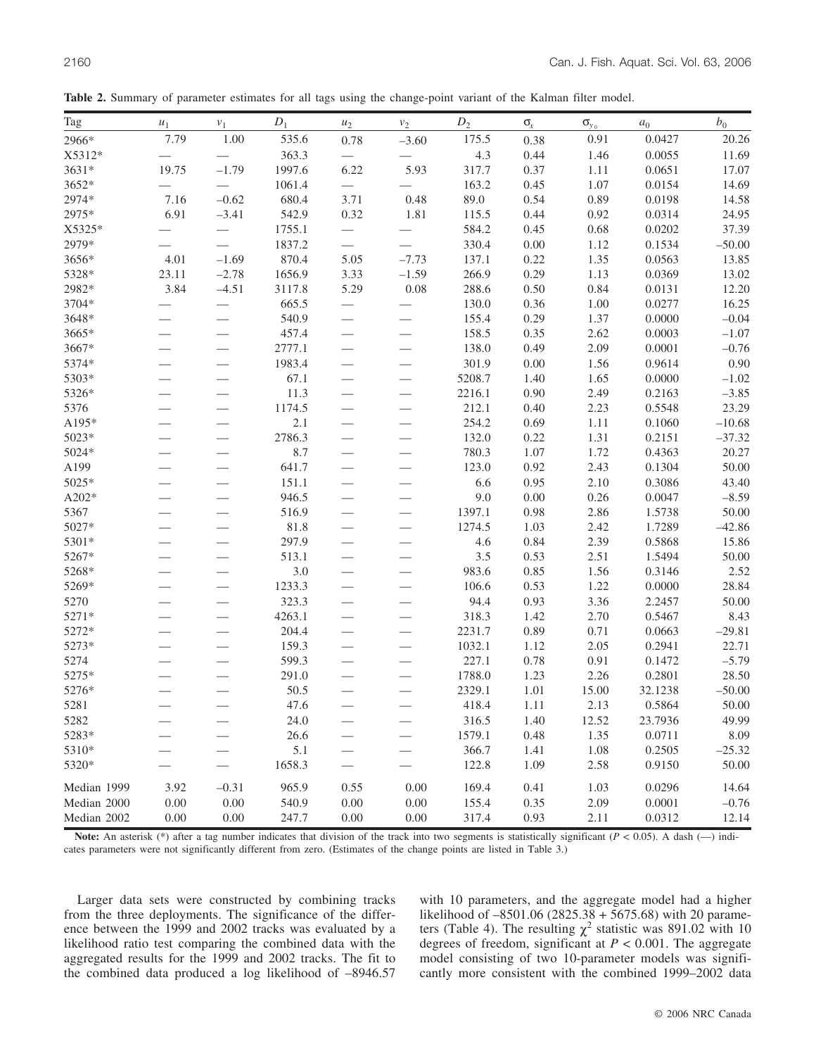**Table 2.** Summary of parameter estimates for all tags using the change-point variant of the Kalman filter model.

| Tag | $u_1$ | $v_1$ | $D_1$ | $u_2$ | $v_2$ | $D_2$ | $\sigma_x$ | $\sigma_{y_0}$ | $a_0$ | $b_0$ |
|---|---|---|---|---|---|---|---|---|---|---|
| 2966* | 7.79 | 1.00 | 535.6 | 0.78 | −3.60 | 175.5 | 0.38 | 0.91 | 0.0427 | 20.26 |
| X5312* | — | — | 363.3 | — | — | 4.3 | 0.44 | 1.46 | 0.0055 | 11.69 |
| 3631* | 19.75 | −1.79 | 1997.6 | 6.22 | 5.93 | 317.7 | 0.37 | 1.11 | 0.0651 | 17.07 |
| 3652* | — | — | 1061.4 | — | — | 163.2 | 0.45 | 1.07 | 0.0154 | 14.69 |
| 2974* | 7.16 | −0.62 | 680.4 | 3.71 | 0.48 | 89.0 | 0.54 | 0.89 | 0.0198 | 14.58 |
| 2975* | 6.91 | −3.41 | 542.9 | 0.32 | 1.81 | 115.5 | 0.44 | 0.92 | 0.0314 | 24.95 |
| X5325* | — | — | 1755.1 | — | — | 584.2 | 0.45 | 0.68 | 0.0202 | 37.39 |
| 2979* | — | — | 1837.2 | — | — | 330.4 | 0.00 | 1.12 | 0.1534 | −50.00 |
| 3656* | 4.01 | −1.69 | 870.4 | 5.05 | −7.73 | 137.1 | 0.22 | 1.35 | 0.0563 | 13.85 |
| 5328* | 23.11 | −2.78 | 1656.9 | 3.33 | −1.59 | 266.9 | 0.29 | 1.13 | 0.0369 | 13.02 |
| 2982* | 3.84 | −4.51 | 3117.8 | 5.29 | 0.08 | 288.6 | 0.50 | 0.84 | 0.0131 | 12.20 |
| 3704* | — | — | 665.5 | — | — | 130.0 | 0.36 | 1.00 | 0.0277 | 16.25 |
| 3648* | — | — | 540.9 | — | — | 155.4 | 0.29 | 1.37 | 0.0000 | −0.04 |
| 3665* | — | — | 457.4 | — | — | 158.5 | 0.35 | 2.62 | 0.0003 | −1.07 |
| 3667* | — | — | 2777.1 | — | — | 138.0 | 0.49 | 2.09 | 0.0001 | −0.76 |
| 5374* | — | — | 1983.4 | — | — | 301.9 | 0.00 | 1.56 | 0.9614 | 0.90 |
| 5303* | — | — | 67.1 | — | — | 5208.7 | 1.40 | 1.65 | 0.0000 | −1.02 |
| 5326* | — | — | 11.3 | — | — | 2216.1 | 0.90 | 2.49 | 0.2163 | −3.85 |
| 5376 | — | — | 1174.5 | — | — | 212.1 | 0.40 | 2.23 | 0.5548 | 23.29 |
| A195* | — | — | 2.1 | — | — | 254.2 | 0.69 | 1.11 | 0.1060 | −10.68 |
| 5023* | — | — | 2786.3 | — | — | 132.0 | 0.22 | 1.31 | 0.2151 | −37.32 |
| 5024* | — | — | 8.7 | — | — | 780.3 | 1.07 | 1.72 | 0.4363 | 20.27 |
| A199 | — | — | 641.7 | — | — | 123.0 | 0.92 | 2.43 | 0.1304 | 50.00 |
| 5025* | — | — | 151.1 | — | — | 6.6 | 0.95 | 2.10 | 0.3086 | 43.40 |
| A202* | — | — | 946.5 | — | — | 9.0 | 0.00 | 0.26 | 0.0047 | −8.59 |
| 5367 | — | — | 516.9 | — | — | 1397.1 | 0.98 | 2.86 | 1.5738 | 50.00 |
| 5027* | — | — | 81.8 | — | — | 1274.5 | 1.03 | 2.42 | 1.7289 | −42.86 |
| 5301* | — | — | 297.9 | — | — | 4.6 | 0.84 | 2.39 | 0.5868 | 15.86 |
| 5267* | — | — | 513.1 | — | — | 3.5 | 0.53 | 2.51 | 1.5494 | 50.00 |
| 5268* | — | — | 3.0 | — | — | 983.6 | 0.85 | 1.56 | 0.3146 | 2.52 |
| 5269* | — | — | 1233.3 | — | — | 106.6 | 0.53 | 1.22 | 0.0000 | 28.84 |
| 5270 | — | — | 323.3 | — | — | 94.4 | 0.93 | 3.36 | 2.2457 | 50.00 |
| 5271* | — | — | 4263.1 | — | — | 318.3 | 1.42 | 2.70 | 0.5467 | 8.43 |
| 5272* | — | — | 204.4 | — | — | 2231.7 | 0.89 | 0.71 | 0.0663 | −29.81 |
| 5273* | — | — | 159.3 | — | — | 1032.1 | 1.12 | 2.05 | 0.2941 | 22.71 |
| 5274 | — | — | 599.3 | — | — | 227.1 | 0.78 | 0.91 | 0.1472 | −5.79 |
| 5275* | — | — | 291.0 | — | — | 1788.0 | 1.23 | 2.26 | 0.2801 | 28.50 |
| 5276* | — | — | 50.5 | — | — | 2329.1 | 1.01 | 15.00 | 32.1238 | −50.00 |
| 5281 | — | — | 47.6 | — | — | 418.4 | 1.11 | 2.13 | 0.5864 | 50.00 |
| 5282 | — | — | 24.0 | — | — | 316.5 | 1.40 | 12.52 | 23.7936 | 49.99 |
| 5283* | — | — | 26.6 | — | — | 1579.1 | 0.48 | 1.35 | 0.0711 | 8.09 |
| 5310* | — | — | 5.1 | — | — | 366.7 | 1.41 | 1.08 | 0.2505 | −25.32 |
| 5320* | — | — | 1658.3 | — | — | 122.8 | 1.09 | 2.58 | 0.9150 | 50.00 |
| Median 1999 | 3.92 | −0.31 | 965.9 | 0.55 | 0.00 | 169.4 | 0.41 | 1.03 | 0.0296 | 14.64 |
| Median 2000 | 0.00 | 0.00 | 540.9 | 0.00 | 0.00 | 155.4 | 0.35 | 2.09 | 0.0001 | −0.76 |
| Median 2002 | 0.00 | 0.00 | 247.7 | 0.00 | 0.00 | 317.4 | 0.93 | 2.11 | 0.0312 | 12.14 |

**Note:** An asterisk (*) after a tag number indicates that division of the track into two segments is statistically significant ($P < 0.05$). A dash (—) indicates parameters were not significantly different from zero. (Estimates of the change points are listed in Table 3.)

Larger data sets were constructed by combining tracks from the three deployments. The significance of the difference between the 1999 and 2002 tracks was evaluated by a likelihood ratio test comparing the combined data with the aggregated results for the 1999 and 2002 tracks. The fit to the combined data produced a log likelihood of −8946.57 with 10 parameters, and the aggregate model had a higher likelihood of −8501.06 (2825.38 + 5675.68) with 20 parameters (Table 4). The resulting $\chi^2$ statistic was 891.02 with 10 degrees of freedom, significant at $P < 0.001$. The aggregate model consisting of two 10-parameter models was significantly more consistent with the combined 1999–2002 data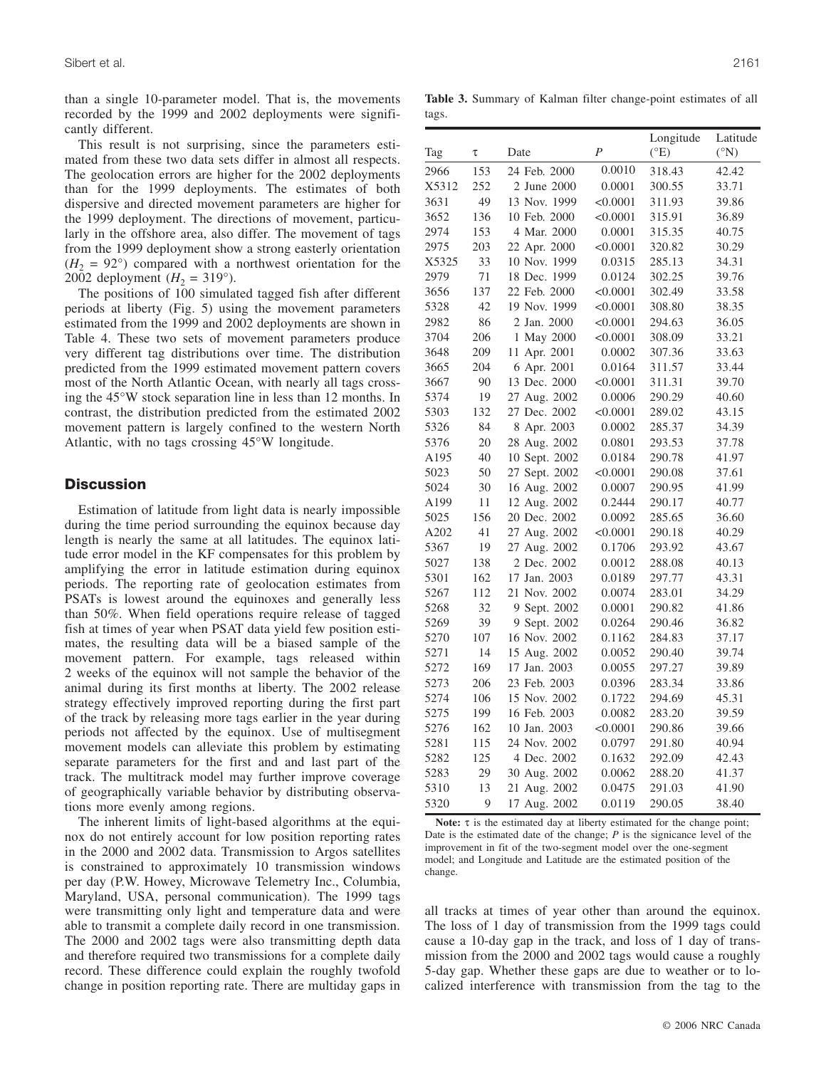than a single 10-parameter model. That is, the movements recorded by the 1999 and 2002 deployments were significantly different.

This result is not surprising, since the parameters estimated from these two data sets differ in almost all respects. The geolocation errors are higher for the 2002 deployments than for the 1999 deployments. The estimates of both dispersive and directed movement parameters are higher for the 1999 deployment. The directions of movement, particularly in the offshore area, also differ. The movement of tags from the 1999 deployment show a strong easterly orientation ($H_2$ = 92°) compared with a northwest orientation for the 2002 deployment ($H_2$ = 319°).

The positions of 100 simulated tagged fish after different periods at liberty (Fig. 5) using the movement parameters estimated from the 1999 and 2002 deployments are shown in Table 4. These two sets of movement parameters produce very different tag distributions over time. The distribution predicted from the 1999 estimated movement pattern covers most of the North Atlantic Ocean, with nearly all tags crossing the 45°W stock separation line in less than 12 months. In contrast, the distribution predicted from the estimated 2002 movement pattern is largely confined to the western North Atlantic, with no tags crossing 45°W longitude.

## Discussion

Estimation of latitude from light data is nearly impossible during the time period surrounding the equinox because day length is nearly the same at all latitudes. The equinox latitude error model in the KF compensates for this problem by amplifying the error in latitude estimation during equinox periods. The reporting rate of geolocation estimates from PSATs is lowest around the equinoxes and generally less than 50%. When field operations require release of tagged fish at times of year when PSAT data yield few position estimates, the resulting data will be a biased sample of the movement pattern. For example, tags released within 2 weeks of the equinox will not sample the behavior of the animal during its first months at liberty. The 2002 release strategy effectively improved reporting during the first part of the track by releasing more tags earlier in the year during periods not affected by the equinox. Use of multisegment movement models can alleviate this problem by estimating separate parameters for the first and last part of the track. The multitrack model may further improve coverage of geographically variable behavior by distributing observations more evenly among regions.

The inherent limits of light-based algorithms at the equinox do not entirely account for low position reporting rates in the 2000 and 2002 data. Transmission to Argos satellites is constrained to approximately 10 transmission windows per day (P.W. Howey, Microwave Telemetry Inc., Columbia, Maryland, USA, personal communication). The 1999 tags were transmitting only light and temperature data and were able to transmit a complete daily record in one transmission. The 2000 and 2002 tags were also transmitting depth data and therefore required two transmissions for a complete daily record. These difference could explain the roughly twofold change in position reporting rate. There are multiday gaps in all tracks at times of year other than around the equinox. The loss of 1 day of transmission from the 1999 tags could cause a 10-day gap in the track, and loss of 1 day of transmission from the 2000 and 2002 tags would cause a roughly 5-day gap. Whether these gaps are due to weather or to localized interference with transmission from the tag to the

**Table 3.** Summary of Kalman filter change-point estimates of all tags.

| Tag | τ | Date | *P* | Longitude (°E) | Latitude (°N) |
|---|---|---|---|---|---|
| 2966 | 153 | 24 Feb. 2000 | 0.0010 | 318.43 | 42.42 |
| X5312 | 252 | 2 June 2000 | 0.0001 | 300.55 | 33.71 |
| 3631 | 49 | 13 Nov. 1999 | <0.0001 | 311.93 | 39.86 |
| 3652 | 136 | 10 Feb. 2000 | <0.0001 | 315.91 | 36.89 |
| 2974 | 153 | 4 Mar. 2000 | 0.0001 | 315.35 | 40.75 |
| 2975 | 203 | 22 Apr. 2000 | <0.0001 | 320.82 | 30.29 |
| X5325 | 33 | 10 Nov. 1999 | 0.0315 | 285.13 | 34.31 |
| 2979 | 71 | 18 Dec. 1999 | 0.0124 | 302.25 | 39.76 |
| 3656 | 137 | 22 Feb. 2000 | <0.0001 | 302.49 | 33.58 |
| 5328 | 42 | 19 Nov. 1999 | <0.0001 | 308.80 | 38.35 |
| 2982 | 86 | 2 Jan. 2000 | <0.0001 | 294.63 | 36.05 |
| 3704 | 206 | 1 May 2000 | <0.0001 | 308.09 | 33.21 |
| 3648 | 209 | 11 Apr. 2001 | 0.0002 | 307.36 | 33.63 |
| 3665 | 204 | 6 Apr. 2001 | 0.0164 | 311.57 | 33.44 |
| 3667 | 90 | 13 Dec. 2000 | <0.0001 | 311.31 | 39.70 |
| 5374 | 19 | 27 Aug. 2002 | 0.0006 | 290.29 | 40.60 |
| 5303 | 132 | 27 Dec. 2002 | <0.0001 | 289.02 | 43.15 |
| 5326 | 84 | 8 Apr. 2003 | 0.0002 | 285.37 | 34.39 |
| 5376 | 20 | 28 Aug. 2002 | 0.0801 | 293.53 | 37.78 |
| A195 | 40 | 10 Sept. 2002 | 0.0184 | 290.78 | 41.97 |
| 5023 | 50 | 27 Sept. 2002 | <0.0001 | 290.08 | 37.61 |
| 5024 | 30 | 16 Aug. 2002 | 0.0007 | 290.95 | 41.99 |
| A199 | 11 | 12 Aug. 2002 | 0.2444 | 290.17 | 40.77 |
| 5025 | 156 | 20 Dec. 2002 | 0.0092 | 285.65 | 36.60 |
| A202 | 41 | 27 Aug. 2002 | <0.0001 | 290.18 | 40.29 |
| 5367 | 19 | 27 Aug. 2002 | 0.1706 | 293.92 | 43.67 |
| 5027 | 138 | 2 Dec. 2002 | 0.0012 | 288.08 | 40.13 |
| 5301 | 162 | 17 Jan. 2003 | 0.0189 | 297.77 | 43.31 |
| 5267 | 112 | 21 Nov. 2002 | 0.0074 | 283.01 | 34.29 |
| 5268 | 32 | 9 Sept. 2002 | 0.0001 | 290.82 | 41.86 |
| 5269 | 39 | 9 Sept. 2002 | 0.0264 | 290.46 | 36.82 |
| 5270 | 107 | 16 Nov. 2002 | 0.1162 | 284.83 | 37.17 |
| 5271 | 14 | 15 Aug. 2002 | 0.0052 | 290.40 | 39.74 |
| 5272 | 169 | 17 Jan. 2003 | 0.0055 | 297.27 | 39.89 |
| 5273 | 206 | 23 Feb. 2003 | 0.0396 | 283.34 | 33.86 |
| 5274 | 106 | 15 Nov. 2002 | 0.1722 | 294.69 | 45.31 |
| 5275 | 199 | 16 Feb. 2003 | 0.0082 | 283.20 | 39.59 |
| 5276 | 162 | 10 Jan. 2003 | <0.0001 | 290.86 | 39.66 |
| 5281 | 115 | 24 Nov. 2002 | 0.0797 | 291.80 | 40.94 |
| 5282 | 125 | 4 Dec. 2002 | 0.1632 | 292.09 | 42.43 |
| 5283 | 29 | 30 Aug. 2002 | 0.0062 | 288.20 | 41.37 |
| 5310 | 13 | 21 Aug. 2002 | 0.0475 | 291.03 | 41.90 |
| 5320 | 9 | 17 Aug. 2002 | 0.0119 | 290.05 | 38.40 |

**Note:** τ is the estimated day at liberty estimated for the change point; Date is the estimated date of the change; *P* is the signicance level of the improvement in fit of the two-segment model over the one-segment model; and Longitude and Latitude are the estimated position of the change.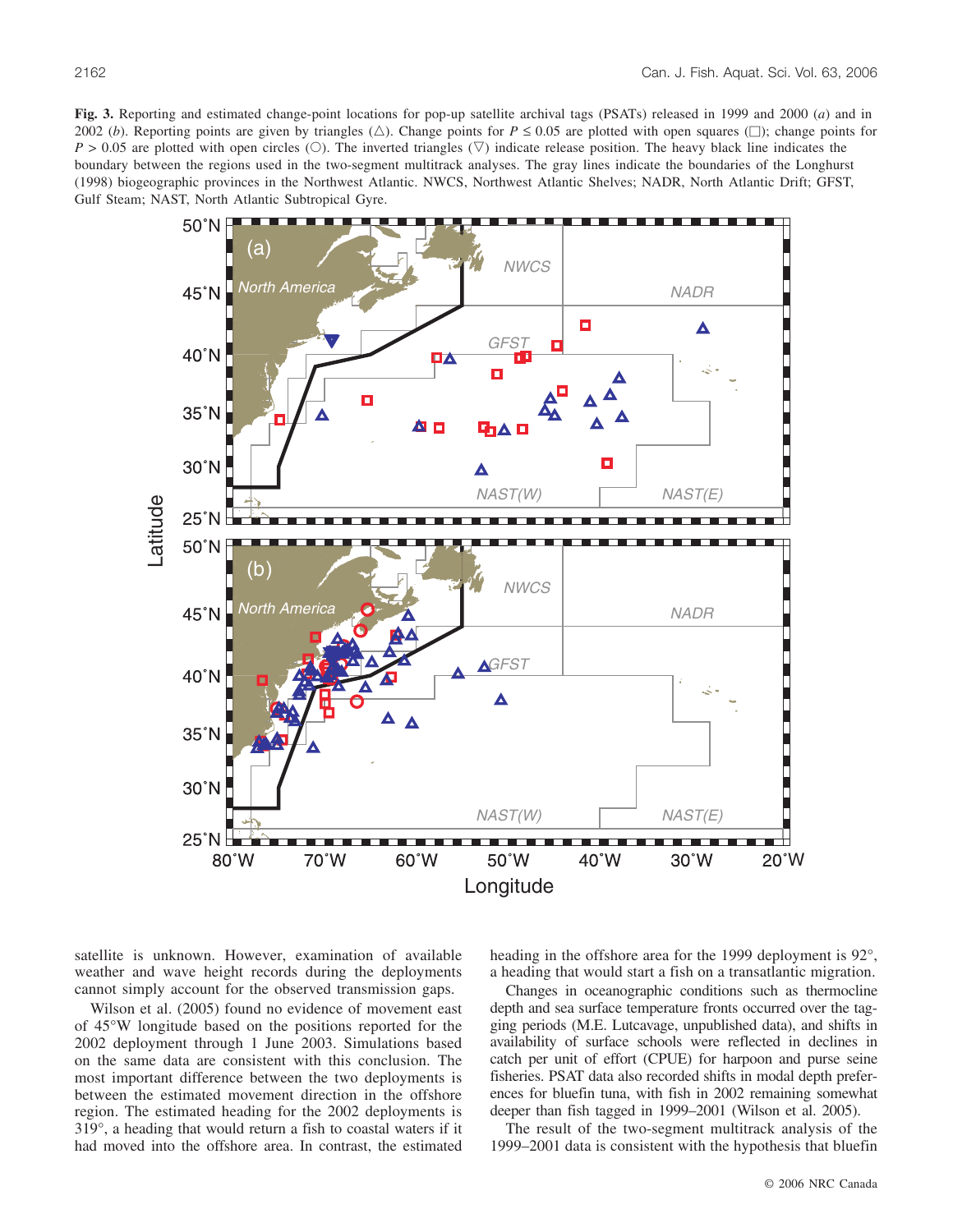**Fig. 3.** Reporting and estimated change-point locations for pop-up satellite archival tags (PSATs) released in 1999 and 2000 (*a*) and in 2002 (*b*). Reporting points are given by triangles (△). Change points for $P \leq 0.05$ are plotted with open squares (□); change points for $P > 0.05$ are plotted with open circles (○). The inverted triangles (▽) indicate release position. The heavy black line indicates the boundary between the regions used in the two-segment multitrack analyses. The gray lines indicate the boundaries of the Longhurst (1998) biogeographic provinces in the Northwest Atlantic. NWCS, Northwest Atlantic Shelves; NADR, North Atlantic Drift; GFST, Gulf Steam; NAST, North Atlantic Subtropical Gyre.

satellite is unknown. However, examination of available weather and wave height records during the deployments cannot simply account for the observed transmission gaps.

Wilson et al. (2005) found no evidence of movement east of 45°W longitude based on the positions reported for the 2002 deployment through 1 June 2003. Simulations based on the same data are consistent with this conclusion. The most important difference between the two deployments is between the estimated movement direction in the offshore region. The estimated heading for the 2002 deployments is 319°, a heading that would return a fish to coastal waters if it had moved into the offshore area. In contrast, the estimated heading in the offshore area for the 1999 deployment is 92°, a heading that would start a fish on a transatlantic migration.

Changes in oceanographic conditions such as thermocline depth and sea surface temperature fronts occurred over the tagging periods (M.E. Lutcavage, unpublished data), and shifts in availability of surface schools were reflected in declines in catch per unit of effort (CPUE) for harpoon and purse seine fisheries. PSAT data also recorded shifts in modal depth preferences for bluefin tuna, with fish in 2002 remaining somewhat deeper than fish tagged in 1999–2001 (Wilson et al. 2005).

The result of the two-segment multitrack analysis of the 1999–2001 data is consistent with the hypothesis that bluefin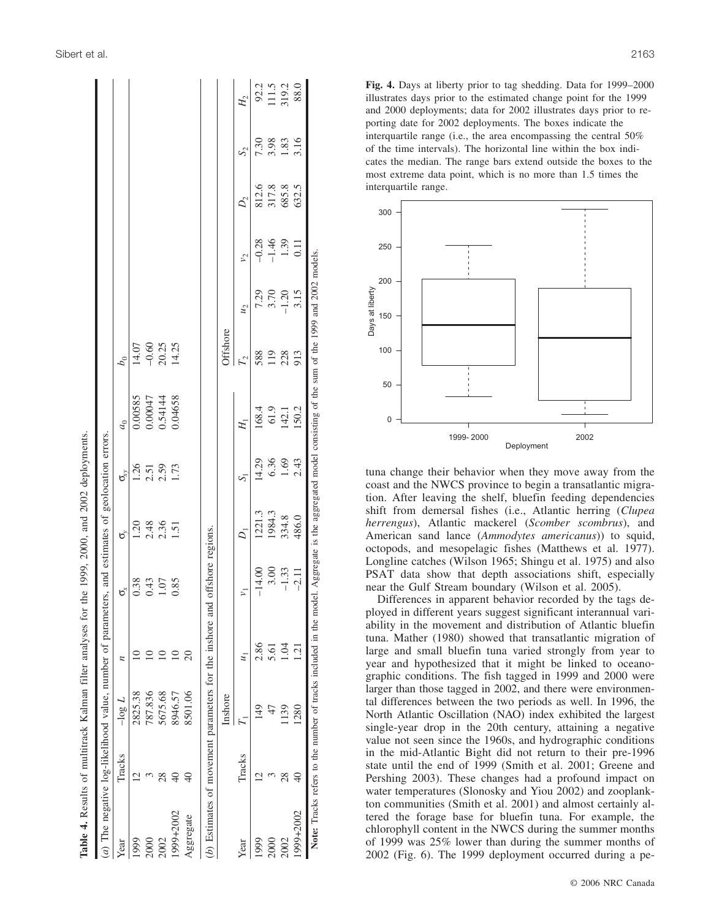**Table 4.** Results of multitrack Kalman filter analyses for the 1999, 2000, and 2002 deployments.

(*a*) The negative log-likelihood value, number of parameters, and estimates of geolocation errors.

| Year | Tracks | $-\log L$ | $n$ | $\sigma_x$ | $\sigma_y$ | $\sigma_{xy}$ | $a_0$ | $b_0$ |
|---|---|---|---|---|---|---|---|---|
| 1999 | 12 | 2825.38 | 10 | 0.38 | 1.20 | 1.26 | 0.00585 | 14.07 |
| 2000 | 3 | 787.836 | 10 | 0.43 | 2.48 | 2.51 | 0.00047 | −0.60 |
| 2002 | 28 | 5675.68 | 10 | 1.07 | 2.36 | 2.59 | 0.54144 | 20.25 |
| 1999+2002 | 40 | 8946.57 | 10 | 0.85 | 1.51 | 1.73 | 0.04658 | 14.25 |
| Aggregate | 40 | 8501.06 | 20 | | | | | |

(*b*) Estimates of movement parameters for the inshore and offshore regions.

| | | Inshore | | | | | | Offshore | | | | | |
|---|---|---|---|---|---|---|---|---|---|---|---|---|---|
| Year | Tracks | $T_1$ | $u_1$ | $v_1$ | $D_1$ | $S_1$ | $H_1$ | $T_2$ | $u_2$ | $v_2$ | $D_2$ | $S_2$ | $H_2$ |
| 1999 | 12 | 149 | 2.86 | −14.00 | 1221.3 | 14.29 | 168.4 | 588 | 7.29 | −0.28 | 812.6 | 7.30 | 92.2 |
| 2000 | 3 | 47 | 5.61 | 3.00 | 1984.3 | 6.36 | 61.9 | 119 | 3.70 | −1.46 | 317.8 | 3.98 | 111.5 |
| 2002 | 28 | 1139 | 1.04 | −1.33 | 334.8 | 1.69 | 142.1 | 228 | −1.20 | 1.39 | 685.8 | 1.83 | 319.2 |
| 1999+2002 | 40 | 1280 | 1.21 | −2.11 | 486.0 | 2.43 | 150.2 | 913 | 3.15 | 0.11 | 632.5 | 3.16 | 88.0 |

**Note:** Tracks refers to the number of tracks included in the model. Aggregate is the aggregated model consisting of the sum of the 1999 and 2002 models.

**Fig. 4.** Days at liberty prior to tag shedding. Data for 1999–2000 illustrates days prior to the estimated change point for the 1999 and 2000 deployments; data for 2002 illustrates days prior to reporting date for 2002 deployments. The boxes indicate the interquartile range (i.e., the area encompassing the central 50% of the time intervals). The horizontal line within the box indicates the median. The range bars extend outside the boxes to the most extreme data point, which is no more than 1.5 times the interquartile range.

tuna change their behavior when they move away from the coast and the NWCS province to begin a transatlantic migration. After leaving the shelf, bluefin feeding dependencies shift from demersal fishes (i.e., Atlantic herring (*Clupea herrengus*), Atlantic mackerel (*Scomber scombrus*), and American sand lance (*Ammodytes americanus*)) to squid, octopods, and mesopelagic fishes (Matthews et al. 1977). Longline catches (Wilson 1965; Shingu et al. 1975) and also PSAT data show that depth associations shift, especially near the Gulf Stream boundary (Wilson et al. 2005).

Differences in apparent behavior recorded by the tags deployed in different years suggest significant interannual variability in the movement and distribution of Atlantic bluefin tuna. Mather (1980) showed that transatlantic migration of large and small bluefin tuna varied strongly from year to year and hypothesized that it might be linked to oceanographic conditions. The fish tagged in 1999 and 2000 were larger than those tagged in 2002, and there were environmental differences between the two periods as well. In 1996, the North Atlantic Oscillation (NAO) index exhibited the largest single-year drop in the 20th century, attaining a negative value not seen since the 1960s, and hydrographic conditions in the mid-Atlantic Bight did not return to their pre-1996 state until the end of 1999 (Smith et al. 2001; Greene and Pershing 2003). These changes had a profound impact on water temperatures (Slonosky and Yiou 2002) and zooplankton communities (Smith et al. 2001) and almost certainly altered the forage base for bluefin tuna. For example, the chlorophyll content in the NWCS during the summer months of 1999 was 25% lower than during the summer months of 2002 (Fig. 6). The 1999 deployment occurred during a pe-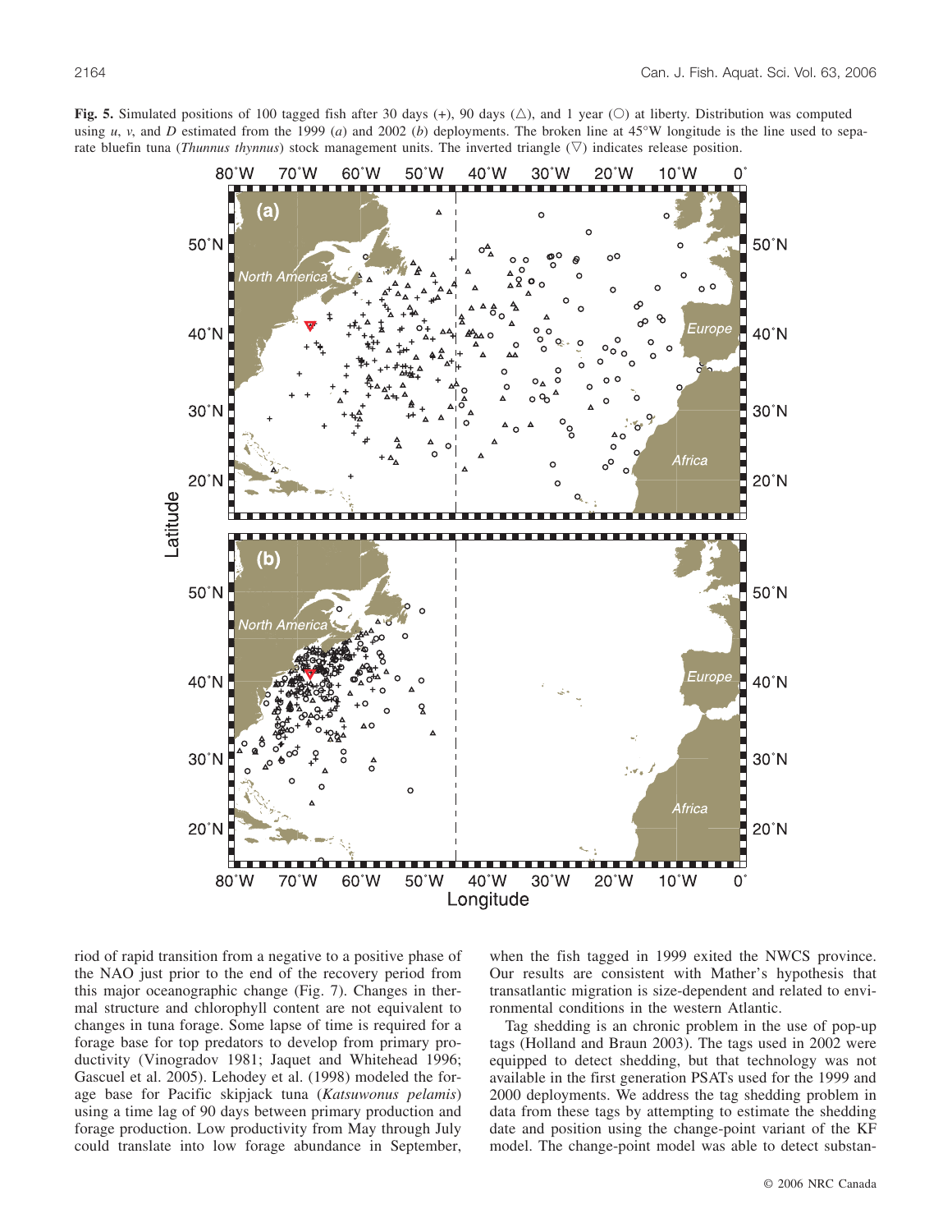**Fig. 5.** Simulated positions of 100 tagged fish after 30 days (+), 90 days (△), and 1 year (○) at liberty. Distribution was computed using *u*, *v*, and *D* estimated from the 1999 (*a*) and 2002 (*b*) deployments. The broken line at 45°W longitude is the line used to separate bluefin tuna (*Thunnus thynnus*) stock management units. The inverted triangle (▽) indicates release position.

riod of rapid transition from a negative to a positive phase of the NAO just prior to the end of the recovery period from this major oceanographic change (Fig. 7). Changes in thermal structure and chlorophyll content are not equivalent to changes in tuna forage. Some lapse of time is required for a forage base for top predators to develop from primary productivity (Vinogradov 1981; Jaquet and Whitehead 1996; Gascuel et al. 2005). Lehodey et al. (1998) modeled the forage base for Pacific skipjack tuna (*Katsuwonus pelamis*) using a time lag of 90 days between primary production and forage production. Low productivity from May through July could translate into low forage abundance in September, when the fish tagged in 1999 exited the NWCS province. Our results are consistent with Mather's hypothesis that transatlantic migration is size-dependent and related to environmental conditions in the western Atlantic.

Tag shedding is an chronic problem in the use of pop-up tags (Holland and Braun 2003). The tags used in 2002 were equipped to detect shedding, but that technology was not available in the first generation PSATs used for the 1999 and 2000 deployments. We address the tag shedding problem in data from these tags by attempting to estimate the shedding date and position using the change-point variant of the KF model. The change-point model was able to detect substan-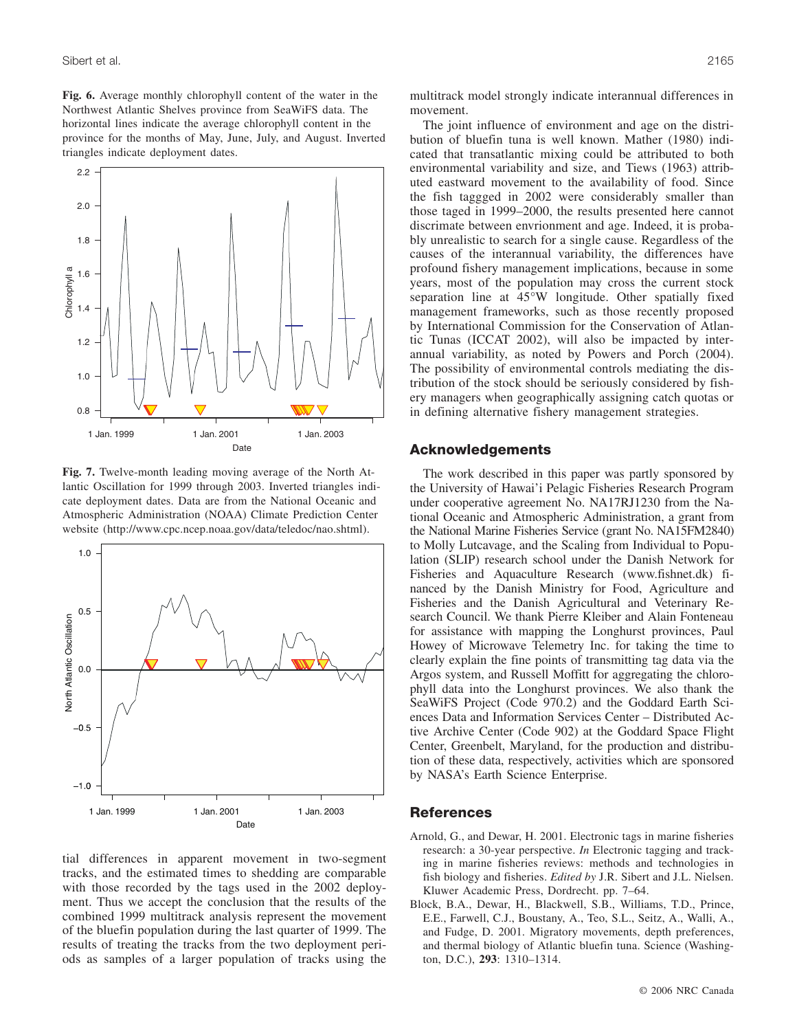**Fig. 6.** Average monthly chlorophyll content of the water in the Northwest Atlantic Shelves province from SeaWiFS data. The horizontal lines indicate the average chlorophyll content in the province for the months of May, June, July, and August. Inverted triangles indicate deployment dates.

**Fig. 7.** Twelve-month leading moving average of the North Atlantic Oscillation for 1999 through 2003. Inverted triangles indicate deployment dates. Data are from the National Oceanic and Atmospheric Administration (NOAA) Climate Prediction Center website (http://www.cpc.ncep.noaa.gov/data/teledoc/nao.shtml).

tial differences in apparent movement in two-segment tracks, and the estimated times to shedding are comparable with those recorded by the tags used in the 2002 deployment. Thus we accept the conclusion that the results of the combined 1999 multitrack analysis represent the movement of the bluefin population during the last quarter of 1999. The results of treating the tracks from the two deployment periods as samples of a larger population of tracks using the multitrack model strongly indicate interannual differences in movement.

The joint influence of environment and age on the distribution of bluefin tuna is well known. Mather (1980) indicated that transatlantic mixing could be attributed to both environmental variability and size, and Tiews (1963) attributed eastward movement to the availability of food. Since the fish taggged in 2002 were considerably smaller than those taged in 1999–2000, the results presented here cannot discrimate between envrionment and age. Indeed, it is probably unrealistic to search for a single cause. Regardless of the causes of the interannual variability, the differences have profound fishery management implications, because in some years, most of the population may cross the current stock separation line at 45°W longitude. Other spatially fixed management frameworks, such as those recently proposed by International Commission for the Conservation of Atlantic Tunas (ICCAT 2002), will also be impacted by interannual variability, as noted by Powers and Porch (2004). The possibility of environmental controls mediating the distribution of the stock should be seriously considered by fishery managers when geographically assigning catch quotas or in defining alternative fishery management strategies.

## Acknowledgements

The work described in this paper was partly sponsored by the University of Hawai'i Pelagic Fisheries Research Program under cooperative agreement No. NA17RJ1230 from the National Oceanic and Atmospheric Administration, a grant from the National Marine Fisheries Service (grant No. NA15FM2840) to Molly Lutcavage, and the Scaling from Individual to Population (SLIP) research school under the Danish Network for Fisheries and Aquaculture Research (www.fishnet.dk) financed by the Danish Ministry for Food, Agriculture and Fisheries and the Danish Agricultural and Veterinary Research Council. We thank Pierre Kleiber and Alain Fonteneau for assistance with mapping the Longhurst provinces, Paul Howey of Microwave Telemetry Inc. for taking the time to clearly explain the fine points of transmitting tag data via the Argos system, and Russell Moffitt for aggregating the chlorophyll data into the Longhurst provinces. We also thank the SeaWiFS Project (Code 970.2) and the Goddard Earth Sciences Data and Information Services Center – Distributed Active Archive Center (Code 902) at the Goddard Space Flight Center, Greenbelt, Maryland, for the production and distribution of these data, respectively, activities which are sponsored by NASA's Earth Science Enterprise.

## References

Arnold, G., and Dewar, H. 2001. Electronic tags in marine fisheries research: a 30-year perspective. *In* Electronic tagging and tracking in marine fisheries reviews: methods and technologies in fish biology and fisheries. *Edited by* J.R. Sibert and J.L. Nielsen. Kluwer Academic Press, Dordrecht. pp. 7–64.

Block, B.A., Dewar, H., Blackwell, S.B., Williams, T.D., Prince, E.E., Farwell, C.J., Boustany, A., Teo, S.L., Seitz, A., Walli, A., and Fudge, D. 2001. Migratory movements, depth preferences, and thermal biology of Atlantic bluefin tuna. Science (Washington, D.C.), **293**: 1310–1314.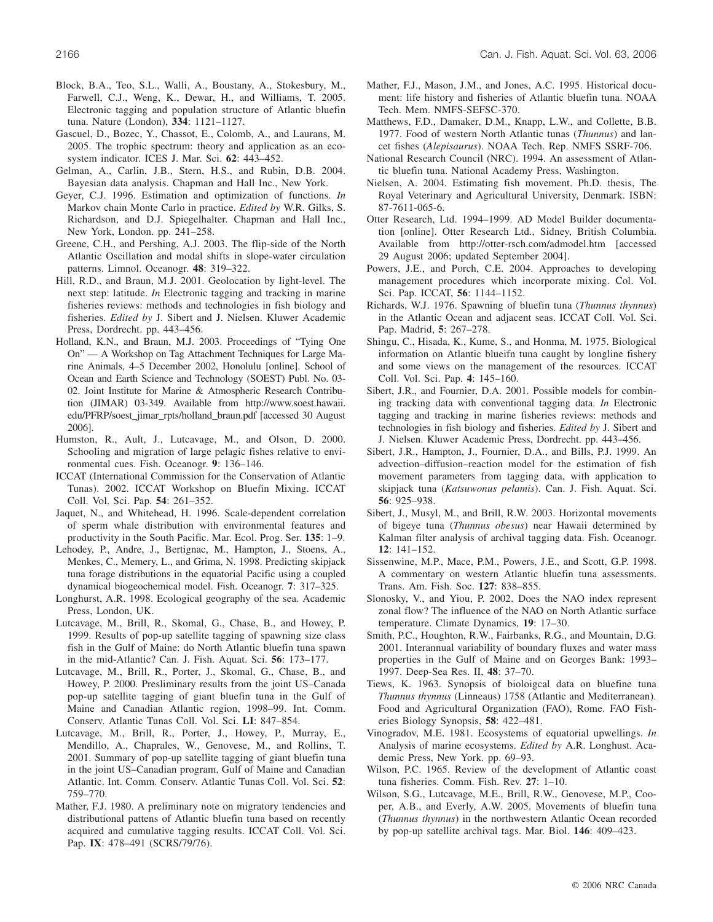Block, B.A., Teo, S.L., Walli, A., Boustany, A., Stokesbury, M., Farwell, C.J., Weng, K., Dewar, H., and Williams, T. 2005. Electronic tagging and population structure of Atlantic bluefin tuna. Nature (London), **334**: 1121–1127.

Gascuel, D., Bozec, Y., Chassot, E., Colomb, A., and Laurans, M. 2005. The trophic spectrum: theory and application as an ecosystem indicator. ICES J. Mar. Sci. **62**: 443–452.

Gelman, A., Carlin, J.B., Stern, H.S., and Rubin, D.B. 2004. Bayesian data analysis. Chapman and Hall Inc., New York.

Geyer, C.J. 1996. Estimation and optimization of functions. *In* Markov chain Monte Carlo in practice. *Edited by* W.R. Gilks, S. Richardson, and D.J. Spiegelhalter. Chapman and Hall Inc., New York, London. pp. 241–258.

Greene, C.H., and Pershing, A.J. 2003. The flip-side of the North Atlantic Oscillation and modal shifts in slope-water circulation patterns. Limnol. Oceanogr. **48**: 319–322.

Hill, R.D., and Braun, M.J. 2001. Geolocation by light-level. The next step: latitude. *In* Electronic tagging and tracking in marine fisheries reviews: methods and technologies in fish biology and fisheries. *Edited by* J. Sibert and J. Nielsen. Kluwer Academic Press, Dordrecht. pp. 443–456.

Holland, K.N., and Braun, M.J. 2003. Proceedings of "Tying One On" — A Workshop on Tag Attachment Techniques for Large Marine Animals, 4–5 December 2002, Honolulu [online]. School of Ocean and Earth Science and Technology (SOEST) Publ. No. 03-02. Joint Institute for Marine & Atmospheric Research Contribution (JIMAR) 03-349. Available from http://www.soest.hawaii.edu/PFRP/soest_jimar_rpts/holland_braun.pdf [accessed 30 August 2006].

Humston, R., Ault, J., Lutcavage, M., and Olson, D. 2000. Schooling and migration of large pelagic fishes relative to environmental cues. Fish. Oceanogr. **9**: 136–146.

ICCAT (International Commission for the Conservation of Atlantic Tunas). 2002. ICCAT Workshop on Bluefin Mixing. ICCAT Coll. Vol. Sci. Pap. **54**: 261–352.

Jaquet, N., and Whitehead, H. 1996. Scale-dependent correlation of sperm whale distribution with environmental features and productivity in the South Pacific. Mar. Ecol. Prog. Ser. **135**: 1–9.

Lehodey, P., Andre, J., Bertignac, M., Hampton, J., Stoens, A., Menkes, C., Memery, L., and Grima, N. 1998. Predicting skipjack tuna forage distributions in the equatorial Pacific using a coupled dynamical biogeochemical model. Fish. Oceanogr. **7**: 317–325.

Longhurst, A.R. 1998. Ecological geography of the sea. Academic Press, London, UK.

Lutcavage, M., Brill, R., Skomal, G., Chase, B., and Howey, P. 1999. Results of pop-up satellite tagging of spawning size class fish in the Gulf of Maine: do North Atlantic bluefin tuna spawn in the mid-Atlantic? Can. J. Fish. Aquat. Sci. **56**: 173–177.

Lutcavage, M., Brill, R., Porter, J., Skomal, G., Chase, B., and Howey, P. 2000. Presliminary results from the joint US–Canada pop-up satellite tagging of giant bluefin tuna in the Gulf of Maine and Canadian Atlantic region, 1998–99. Int. Comm. Conserv. Atlantic Tunas Coll. Vol. Sci. **LI**: 847–854.

Lutcavage, M., Brill, R., Porter, J., Howey, P., Murray, E., Mendillo, A., Chaprales, W., Genovese, M., and Rollins, T. 2001. Summary of pop-up satellite tagging of giant bluefin tuna in the joint US–Canadian program, Gulf of Maine and Canadian Atlantic. Int. Comm. Conserv. Atlantic Tunas Coll. Vol. Sci. **52**: 759–770.

Mather, F.J. 1980. A preliminary note on migratory tendencies and distributional pattens of Atlantic bluefin tuna based on recently acquired and cumulative tagging results. ICCAT Coll. Vol. Sci. Pap. **IX**: 478–491 (SCRS/79/76).

Mather, F.J., Mason, J.M., and Jones, A.C. 1995. Historical document: life history and fisheries of Atlantic bluefin tuna. NOAA Tech. Mem. NMFS-SEFSC-370.

Matthews, F.D., Damaker, D.M., Knapp, L.W., and Collette, B.B. 1977. Food of western North Atlantic tunas (*Thunnus*) and lancet fishes (*Alepisaurus*). NOAA Tech. Rep. NMFS SSRF-706.

National Research Council (NRC). 1994. An assessment of Atlantic bluefin tuna. National Academy Press, Washington.

Nielsen, A. 2004. Estimating fish movement. Ph.D. thesis, The Royal Veterinary and Agricultural University, Denmark. ISBN: 87-7611-065-6.

Otter Research, Ltd. 1994–1999. AD Model Builder documentation [online]. Otter Research Ltd., Sidney, British Columbia. Available from http://otter-rsch.com/admodel.htm [accessed 29 August 2006; updated September 2004].

Powers, J.E., and Porch, C.E. 2004. Approaches to developing management procedures which incorporate mixing. Col. Vol. Sci. Pap. ICCAT, **56**: 1144–1152.

Richards, W.J. 1976. Spawning of bluefin tuna (*Thunnus thynnus*) in the Atlantic Ocean and adjacent seas. ICCAT Coll. Vol. Sci. Pap. Madrid, **5**: 267–278.

Shingu, C., Hisada, K., Kume, S., and Honma, M. 1975. Biological information on Atlantic blueifn tuna caught by longline fishery and some views on the management of the resources. ICCAT Coll. Vol. Sci. Pap. **4**: 145–160.

Sibert, J.R., and Fournier, D.A. 2001. Possible models for combining tracking data with conventional tagging data. *In* Electronic tagging and tracking in marine fisheries reviews: methods and technologies in fish biology and fisheries. *Edited by* J. Sibert and J. Nielsen. Kluwer Academic Press, Dordrecht. pp. 443–456.

Sibert, J.R., Hampton, J., Fournier, D.A., and Bills, P.J. 1999. An advection–diffusion–reaction model for the estimation of fish movement parameters from tagging data, with application to skipjack tuna (*Katsuwonus pelamis*). Can. J. Fish. Aquat. Sci. **56**: 925–938.

Sibert, J., Musyl, M., and Brill, R.W. 2003. Horizontal movements of bigeye tuna (*Thunnus obesus*) near Hawaii determined by Kalman filter analysis of archival tagging data. Fish. Oceanogr. **12**: 141–152.

Sissenwine, M.P., Mace, P.M., Powers, J.E., and Scott, G.P. 1998. A commentary on western Atlantic bluefin tuna assessments. Trans. Am. Fish. Soc. **127**: 838–855.

Slonosky, V., and Yiou, P. 2002. Does the NAO index represent zonal flow? The influence of the NAO on North Atlantic surface temperature. Climate Dynamics, **19**: 17–30.

Smith, P.C., Houghton, R.W., Fairbanks, R.G., and Mountain, D.G. 2001. Interannual variability of boundary fluxes and water mass properties in the Gulf of Maine and on Georges Bank: 1993–1997. Deep-Sea Res. II, **48**: 37–70.

Tiews, K. 1963. Synopsis of bioloigcal data on bluefine tuna *Thunnus thynnus* (Linneaus) 1758 (Atlantic and Mediterranean). Food and Agricultural Organization (FAO), Rome. FAO Fisheries Biology Synopsis, **58**: 422–481.

Vinogradov, M.E. 1981. Ecosystems of equatorial upwellings. *In* Analysis of marine ecosystems. *Edited by* A.R. Longhust. Academic Press, New York. pp. 69–93.

Wilson, P.C. 1965. Review of the development of Atlantic coast tuna fisheries. Comm. Fish. Rev. **27**: 1–10.

Wilson, S.G., Lutcavage, M.E., Brill, R.W., Genovese, M.P., Cooper, A.B., and Everly, A.W. 2005. Movements of bluefin tuna (*Thunnus thynnus*) in the northwestern Atlantic Ocean recorded by pop-up satellite archival tags. Mar. Biol. **146**: 409–423.